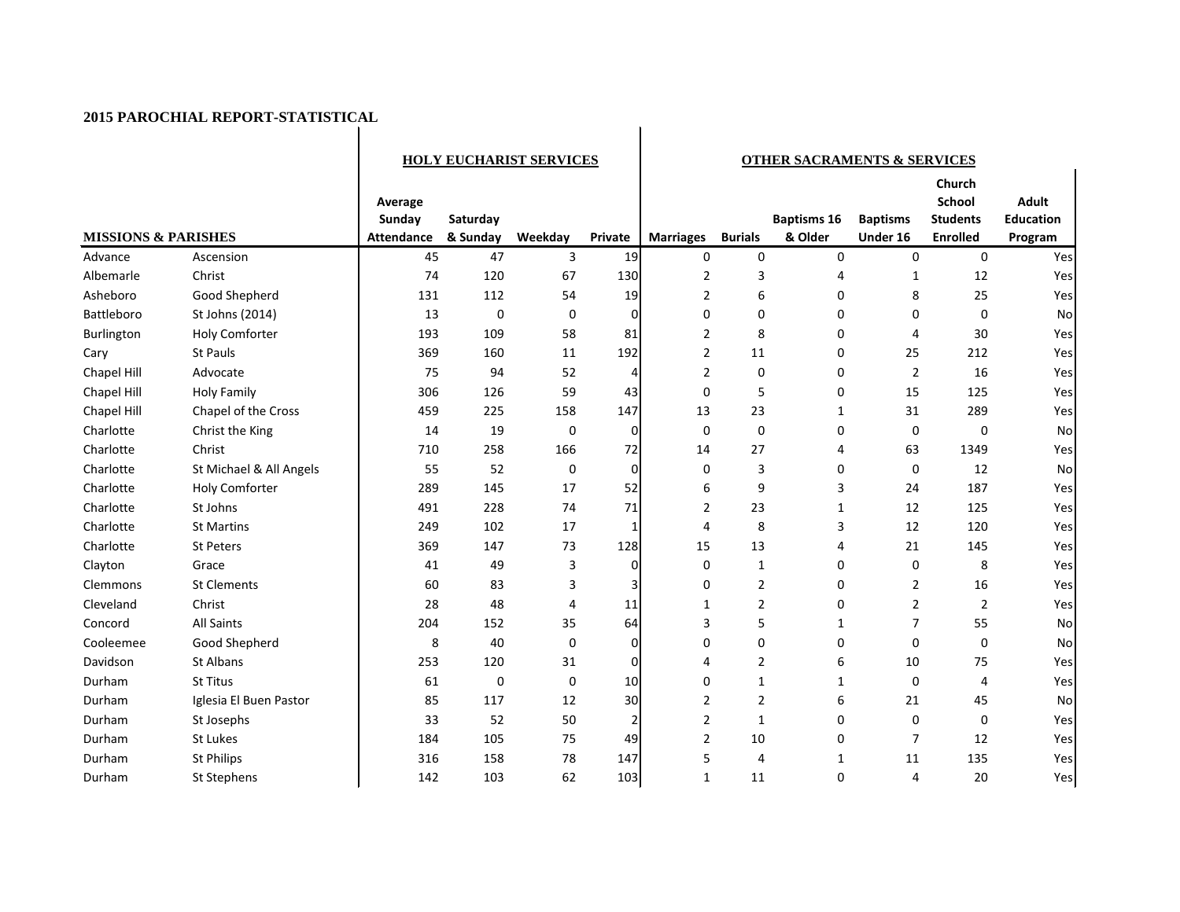## 2015 PAROCHIAL REPORT-STATISTICAL

| MISSIONS & PARISHES | | HOLY EUCHARIST SERVICES | | | | OTHER SACRAMENTS & SERVICES | | | | | |
|---|---|---|---|---|---|---|---|---|---|---|---|
| | | Average Sunday Attendance | Saturday & Sunday | Weekday | Private | Marriages | Burials | Baptisms 16 & Older | Baptisms Under 16 | Church School Students Enrolled | Adult Education Program |
| Advance | Ascension | 45 | 47 | 3 | 19 | 0 | 0 | 0 | 0 | 0 | Yes |
| Albemarle | Christ | 74 | 120 | 67 | 130 | 2 | 3 | 4 | 1 | 12 | Yes |
| Asheboro | Good Shepherd | 131 | 112 | 54 | 19 | 2 | 6 | 0 | 8 | 25 | Yes |
| Battleboro | St Johns (2014) | 13 | 0 | 0 | 0 | 0 | 0 | 0 | 0 | 0 | No |
| Burlington | Holy Comforter | 193 | 109 | 58 | 81 | 2 | 8 | 0 | 4 | 30 | Yes |
| Cary | St Pauls | 369 | 160 | 11 | 192 | 2 | 11 | 0 | 25 | 212 | Yes |
| Chapel Hill | Advocate | 75 | 94 | 52 | 4 | 2 | 0 | 0 | 2 | 16 | Yes |
| Chapel Hill | Holy Family | 306 | 126 | 59 | 43 | 0 | 5 | 0 | 15 | 125 | Yes |
| Chapel Hill | Chapel of the Cross | 459 | 225 | 158 | 147 | 13 | 23 | 1 | 31 | 289 | Yes |
| Charlotte | Christ the King | 14 | 19 | 0 | 0 | 0 | 0 | 0 | 0 | 0 | No |
| Charlotte | Christ | 710 | 258 | 166 | 72 | 14 | 27 | 4 | 63 | 1349 | Yes |
| Charlotte | St Michael & All Angels | 55 | 52 | 0 | 0 | 0 | 3 | 0 | 0 | 12 | No |
| Charlotte | Holy Comforter | 289 | 145 | 17 | 52 | 6 | 9 | 3 | 24 | 187 | Yes |
| Charlotte | St Johns | 491 | 228 | 74 | 71 | 2 | 23 | 1 | 12 | 125 | Yes |
| Charlotte | St Martins | 249 | 102 | 17 | 1 | 4 | 8 | 3 | 12 | 120 | Yes |
| Charlotte | St Peters | 369 | 147 | 73 | 128 | 15 | 13 | 4 | 21 | 145 | Yes |
| Clayton | Grace | 41 | 49 | 3 | 0 | 0 | 1 | 0 | 0 | 8 | Yes |
| Clemmons | St Clements | 60 | 83 | 3 | 3 | 0 | 2 | 0 | 2 | 16 | Yes |
| Cleveland | Christ | 28 | 48 | 4 | 11 | 1 | 2 | 0 | 2 | 2 | Yes |
| Concord | All Saints | 204 | 152 | 35 | 64 | 3 | 5 | 1 | 7 | 55 | No |
| Cooleemee | Good Shepherd | 8 | 40 | 0 | 0 | 0 | 0 | 0 | 0 | 0 | No |
| Davidson | St Albans | 253 | 120 | 31 | 0 | 4 | 2 | 6 | 10 | 75 | Yes |
| Durham | St Titus | 61 | 0 | 0 | 10 | 0 | 1 | 1 | 0 | 4 | Yes |
| Durham | Iglesia El Buen Pastor | 85 | 117 | 12 | 30 | 2 | 2 | 6 | 21 | 45 | No |
| Durham | St Josephs | 33 | 52 | 50 | 2 | 2 | 1 | 0 | 0 | 0 | Yes |
| Durham | St Lukes | 184 | 105 | 75 | 49 | 2 | 10 | 0 | 7 | 12 | Yes |
| Durham | St Philips | 316 | 158 | 78 | 147 | 5 | 4 | 1 | 11 | 135 | Yes |
| Durham | St Stephens | 142 | 103 | 62 | 103 | 1 | 11 | 0 | 4 | 20 | Yes |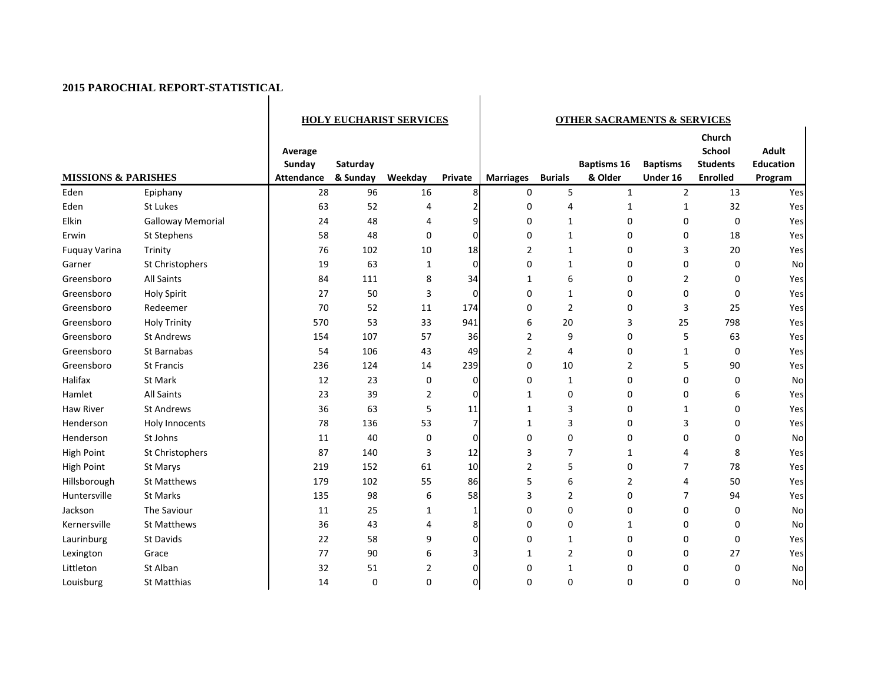**2015 PAROCHIAL REPORT-STATISTICAL**

| MISSIONS & PARISHES | | HOLY EUCHARIST SERVICES | | | | OTHER SACRAMENTS & SERVICES | | | | | |
|---|---|---|---|---|---|---|---|---|---|---|---|
| | | Average Sunday Attendance | Saturday & Sunday | Weekday | Private | Marriages | Burials | Baptisms 16 & Older | Baptisms Under 16 | Church School Students Enrolled | Adult Education Program |
| Eden | Epiphany | 28 | 96 | 16 | 8 | 0 | 5 | 1 | 2 | 13 | Yes |
| Eden | St Lukes | 63 | 52 | 4 | 2 | 0 | 4 | 1 | 1 | 32 | Yes |
| Elkin | Galloway Memorial | 24 | 48 | 4 | 9 | 0 | 1 | 0 | 0 | 0 | Yes |
| Erwin | St Stephens | 58 | 48 | 0 | 0 | 0 | 1 | 0 | 0 | 18 | Yes |
| Fuquay Varina | Trinity | 76 | 102 | 10 | 18 | 2 | 1 | 0 | 3 | 20 | Yes |
| Garner | St Christophers | 19 | 63 | 1 | 0 | 0 | 1 | 0 | 0 | 0 | No |
| Greensboro | All Saints | 84 | 111 | 8 | 34 | 1 | 6 | 0 | 2 | 0 | Yes |
| Greensboro | Holy Spirit | 27 | 50 | 3 | 0 | 0 | 1 | 0 | 0 | 0 | Yes |
| Greensboro | Redeemer | 70 | 52 | 11 | 174 | 0 | 2 | 0 | 3 | 25 | Yes |
| Greensboro | Holy Trinity | 570 | 53 | 33 | 941 | 6 | 20 | 3 | 25 | 798 | Yes |
| Greensboro | St Andrews | 154 | 107 | 57 | 36 | 2 | 9 | 0 | 5 | 63 | Yes |
| Greensboro | St Barnabas | 54 | 106 | 43 | 49 | 2 | 4 | 0 | 1 | 0 | Yes |
| Greensboro | St Francis | 236 | 124 | 14 | 239 | 0 | 10 | 2 | 5 | 90 | Yes |
| Halifax | St Mark | 12 | 23 | 0 | 0 | 0 | 1 | 0 | 0 | 0 | No |
| Hamlet | All Saints | 23 | 39 | 2 | 0 | 1 | 0 | 0 | 0 | 6 | Yes |
| Haw River | St Andrews | 36 | 63 | 5 | 11 | 1 | 3 | 0 | 1 | 0 | Yes |
| Henderson | Holy Innocents | 78 | 136 | 53 | 7 | 1 | 3 | 0 | 3 | 0 | Yes |
| Henderson | St Johns | 11 | 40 | 0 | 0 | 0 | 0 | 0 | 0 | 0 | No |
| High Point | St Christophers | 87 | 140 | 3 | 12 | 3 | 7 | 1 | 4 | 8 | Yes |
| High Point | St Marys | 219 | 152 | 61 | 10 | 2 | 5 | 0 | 7 | 78 | Yes |
| Hillsborough | St Matthews | 179 | 102 | 55 | 86 | 5 | 6 | 2 | 4 | 50 | Yes |
| Huntersville | St Marks | 135 | 98 | 6 | 58 | 3 | 2 | 0 | 7 | 94 | Yes |
| Jackson | The Saviour | 11 | 25 | 1 | 1 | 0 | 0 | 0 | 0 | 0 | No |
| Kernersville | St Matthews | 36 | 43 | 4 | 8 | 0 | 0 | 1 | 0 | 0 | No |
| Laurinburg | St Davids | 22 | 58 | 9 | 0 | 0 | 1 | 0 | 0 | 0 | Yes |
| Lexington | Grace | 77 | 90 | 6 | 3 | 1 | 2 | 0 | 0 | 27 | Yes |
| Littleton | St Alban | 32 | 51 | 2 | 0 | 0 | 1 | 0 | 0 | 0 | No |
| Louisburg | St Matthias | 14 | 0 | 0 | 0 | 0 | 0 | 0 | 0 | 0 | No |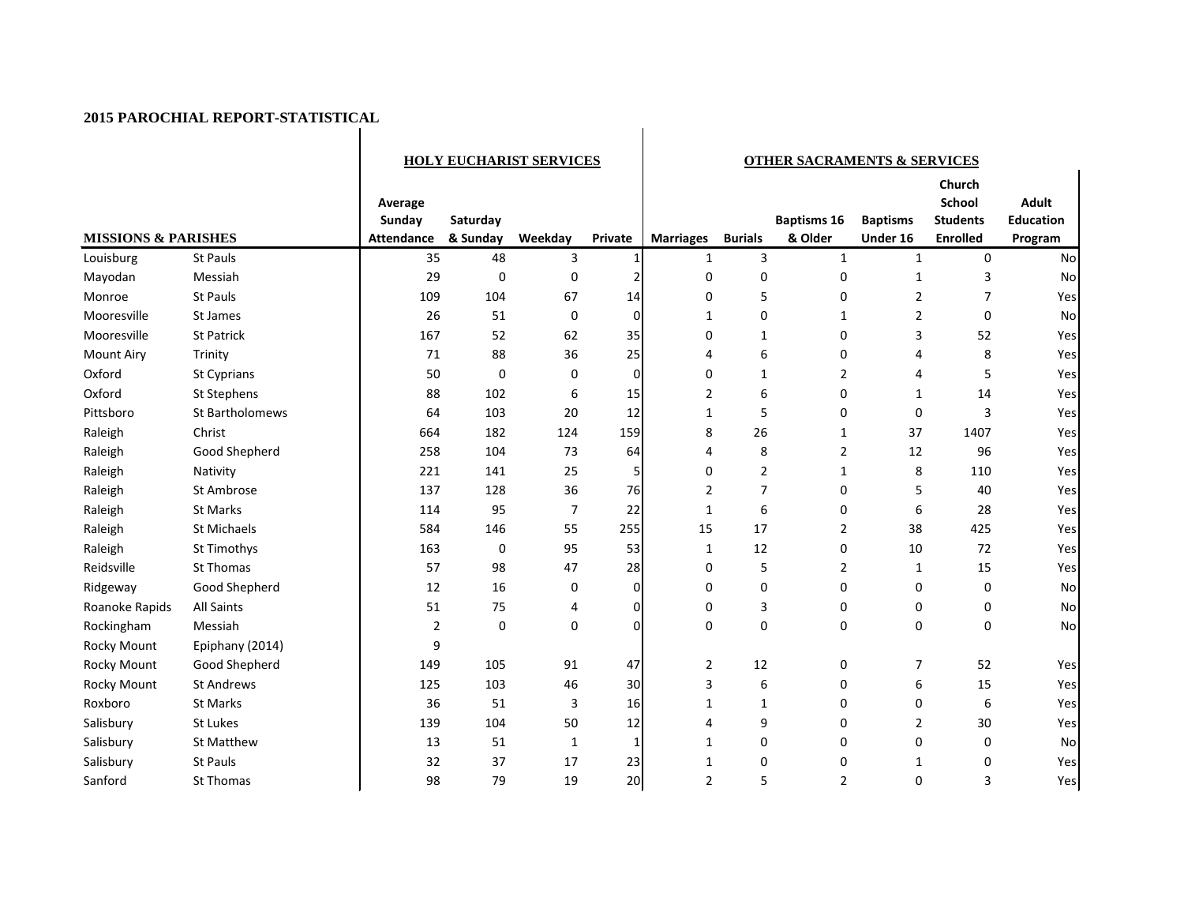## 2015 PAROCHIAL REPORT-STATISTICAL

| MISSIONS & PARISHES | | HOLY EUCHARIST SERVICES | | | | OTHER SACRAMENTS & SERVICES | | | | | |
|---|---|---|---|---|---|---|---|---|---|---|---|
| | | Average Sunday Attendance | Saturday & Sunday | Weekday | Private | Marriages | Burials | Baptisms 16 & Older | Baptisms Under 16 | Church School Students Enrolled | Adult Education Program |
| Louisburg | St Pauls | 35 | 48 | 3 | 1 | 1 | 3 | 1 | 1 | 0 | No |
| Mayodan | Messiah | 29 | 0 | 0 | 2 | 0 | 0 | 0 | 1 | 3 | No |
| Monroe | St Pauls | 109 | 104 | 67 | 14 | 0 | 5 | 0 | 2 | 7 | Yes |
| Mooresville | St James | 26 | 51 | 0 | 0 | 1 | 0 | 1 | 2 | 0 | No |
| Mooresville | St Patrick | 167 | 52 | 62 | 35 | 0 | 1 | 0 | 3 | 52 | Yes |
| Mount Airy | Trinity | 71 | 88 | 36 | 25 | 4 | 6 | 0 | 4 | 8 | Yes |
| Oxford | St Cyprians | 50 | 0 | 0 | 0 | 0 | 1 | 2 | 4 | 5 | Yes |
| Oxford | St Stephens | 88 | 102 | 6 | 15 | 2 | 6 | 0 | 1 | 14 | Yes |
| Pittsboro | St Bartholomews | 64 | 103 | 20 | 12 | 1 | 5 | 0 | 0 | 3 | Yes |
| Raleigh | Christ | 664 | 182 | 124 | 159 | 8 | 26 | 1 | 37 | 1407 | Yes |
| Raleigh | Good Shepherd | 258 | 104 | 73 | 64 | 4 | 8 | 2 | 12 | 96 | Yes |
| Raleigh | Nativity | 221 | 141 | 25 | 5 | 0 | 2 | 1 | 8 | 110 | Yes |
| Raleigh | St Ambrose | 137 | 128 | 36 | 76 | 2 | 7 | 0 | 5 | 40 | Yes |
| Raleigh | St Marks | 114 | 95 | 7 | 22 | 1 | 6 | 0 | 6 | 28 | Yes |
| Raleigh | St Michaels | 584 | 146 | 55 | 255 | 15 | 17 | 2 | 38 | 425 | Yes |
| Raleigh | St Timothys | 163 | 0 | 95 | 53 | 1 | 12 | 0 | 10 | 72 | Yes |
| Reidsville | St Thomas | 57 | 98 | 47 | 28 | 0 | 5 | 2 | 1 | 15 | Yes |
| Ridgeway | Good Shepherd | 12 | 16 | 0 | 0 | 0 | 0 | 0 | 0 | 0 | No |
| Roanoke Rapids | All Saints | 51 | 75 | 4 | 0 | 0 | 3 | 0 | 0 | 0 | No |
| Rockingham | Messiah | 2 | 0 | 0 | 0 | 0 | 0 | 0 | 0 | 0 | No |
| Rocky Mount | Epiphany (2014) | 9 | | | | | | | | | |
| Rocky Mount | Good Shepherd | 149 | 105 | 91 | 47 | 2 | 12 | 0 | 7 | 52 | Yes |
| Rocky Mount | St Andrews | 125 | 103 | 46 | 30 | 3 | 6 | 0 | 6 | 15 | Yes |
| Roxboro | St Marks | 36 | 51 | 3 | 16 | 1 | 1 | 0 | 0 | 6 | Yes |
| Salisbury | St Lukes | 139 | 104 | 50 | 12 | 4 | 9 | 0 | 2 | 30 | Yes |
| Salisbury | St Matthew | 13 | 51 | 1 | 1 | 1 | 0 | 0 | 0 | 0 | No |
| Salisbury | St Pauls | 32 | 37 | 17 | 23 | 1 | 0 | 0 | 1 | 0 | Yes |
| Sanford | St Thomas | 98 | 79 | 19 | 20 | 2 | 5 | 2 | 0 | 3 | Yes |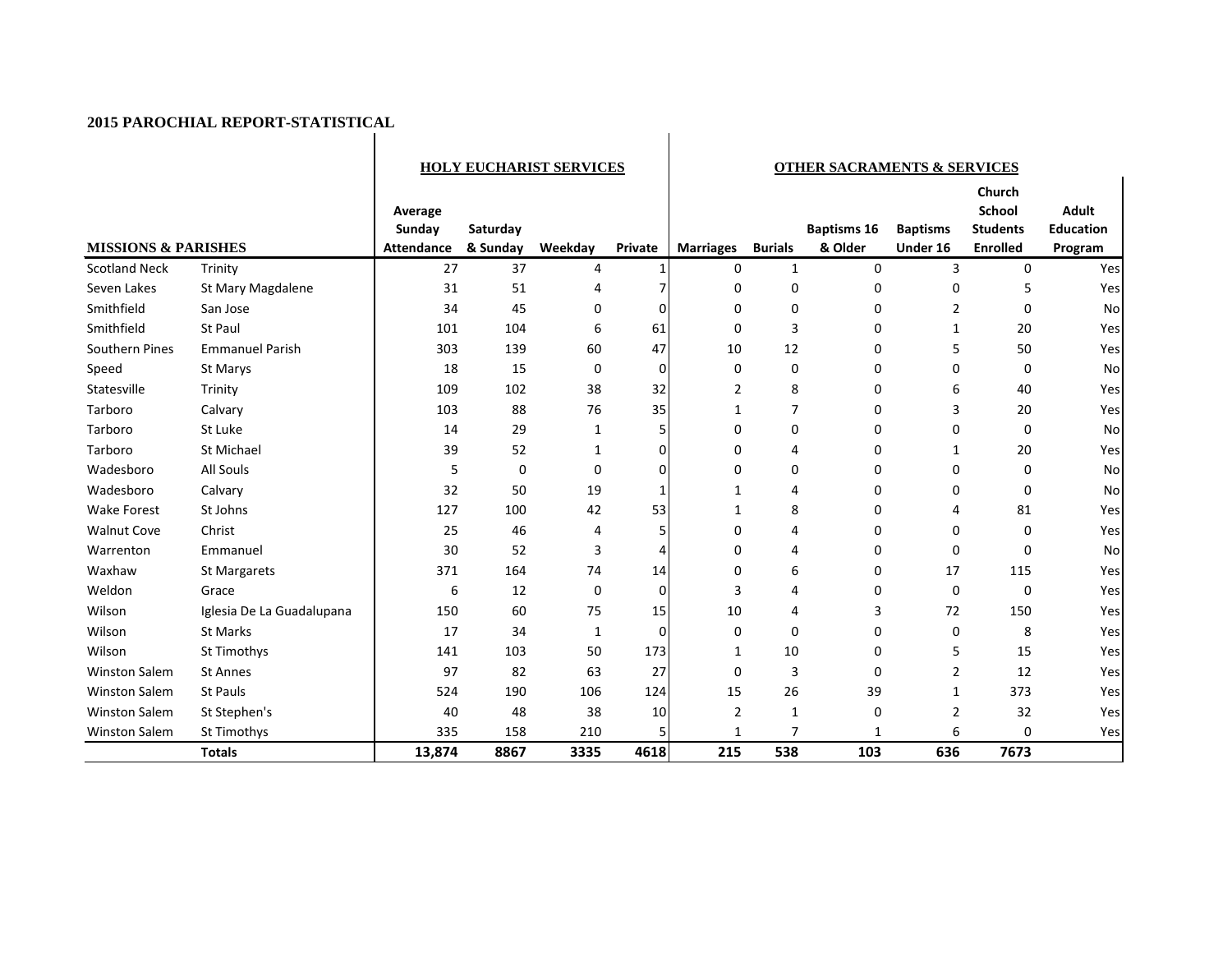## 2015 PAROCHIAL REPORT-STATISTICAL

| MISSIONS & PARISHES | | HOLY EUCHARIST SERVICES | | | | OTHER SACRAMENTS & SERVICES | | | | | |
|---|---|---|---|---|---|---|---|---|---|---|---|
| | | Average Sunday Attendance | Saturday & Sunday | Weekday | Private | Marriages | Burials | Baptisms 16 & Older | Baptisms Under 16 | Church School Students Enrolled | Adult Education Program |
| Scotland Neck | Trinity | 27 | 37 | 4 | 1 | 0 | 1 | 0 | 3 | 0 | Yes |
| Seven Lakes | St Mary Magdalene | 31 | 51 | 4 | 7 | 0 | 0 | 0 | 0 | 5 | Yes |
| Smithfield | San Jose | 34 | 45 | 0 | 0 | 0 | 0 | 0 | 2 | 0 | No |
| Smithfield | St Paul | 101 | 104 | 6 | 61 | 0 | 3 | 0 | 1 | 20 | Yes |
| Southern Pines | Emmanuel Parish | 303 | 139 | 60 | 47 | 10 | 12 | 0 | 5 | 50 | Yes |
| Speed | St Marys | 18 | 15 | 0 | 0 | 0 | 0 | 0 | 0 | 0 | No |
| Statesville | Trinity | 109 | 102 | 38 | 32 | 2 | 8 | 0 | 6 | 40 | Yes |
| Tarboro | Calvary | 103 | 88 | 76 | 35 | 1 | 7 | 0 | 3 | 20 | Yes |
| Tarboro | St Luke | 14 | 29 | 1 | 5 | 0 | 0 | 0 | 0 | 0 | No |
| Tarboro | St Michael | 39 | 52 | 1 | 0 | 0 | 4 | 0 | 1 | 20 | Yes |
| Wadesboro | All Souls | 5 | 0 | 0 | 0 | 0 | 0 | 0 | 0 | 0 | No |
| Wadesboro | Calvary | 32 | 50 | 19 | 1 | 1 | 4 | 0 | 0 | 0 | No |
| Wake Forest | St Johns | 127 | 100 | 42 | 53 | 1 | 8 | 0 | 4 | 81 | Yes |
| Walnut Cove | Christ | 25 | 46 | 4 | 5 | 0 | 4 | 0 | 0 | 0 | Yes |
| Warrenton | Emmanuel | 30 | 52 | 3 | 4 | 0 | 4 | 0 | 0 | 0 | No |
| Waxhaw | St Margarets | 371 | 164 | 74 | 14 | 0 | 6 | 0 | 17 | 115 | Yes |
| Weldon | Grace | 6 | 12 | 0 | 0 | 3 | 4 | 0 | 0 | 0 | Yes |
| Wilson | Iglesia De La Guadalupana | 150 | 60 | 75 | 15 | 10 | 4 | 3 | 72 | 150 | Yes |
| Wilson | St Marks | 17 | 34 | 1 | 0 | 0 | 0 | 0 | 0 | 8 | Yes |
| Wilson | St Timothys | 141 | 103 | 50 | 173 | 1 | 10 | 0 | 5 | 15 | Yes |
| Winston Salem | St Annes | 97 | 82 | 63 | 27 | 0 | 3 | 0 | 2 | 12 | Yes |
| Winston Salem | St Pauls | 524 | 190 | 106 | 124 | 15 | 26 | 39 | 1 | 373 | Yes |
| Winston Salem | St Stephen's | 40 | 48 | 38 | 10 | 2 | 1 | 0 | 2 | 32 | Yes |
| Winston Salem | St Timothys | 335 | 158 | 210 | 5 | 1 | 7 | 1 | 6 | 0 | Yes |
| | **Totals** | **13,874** | **8867** | **3335** | **4618** | **215** | **538** | **103** | **636** | **7673** | |